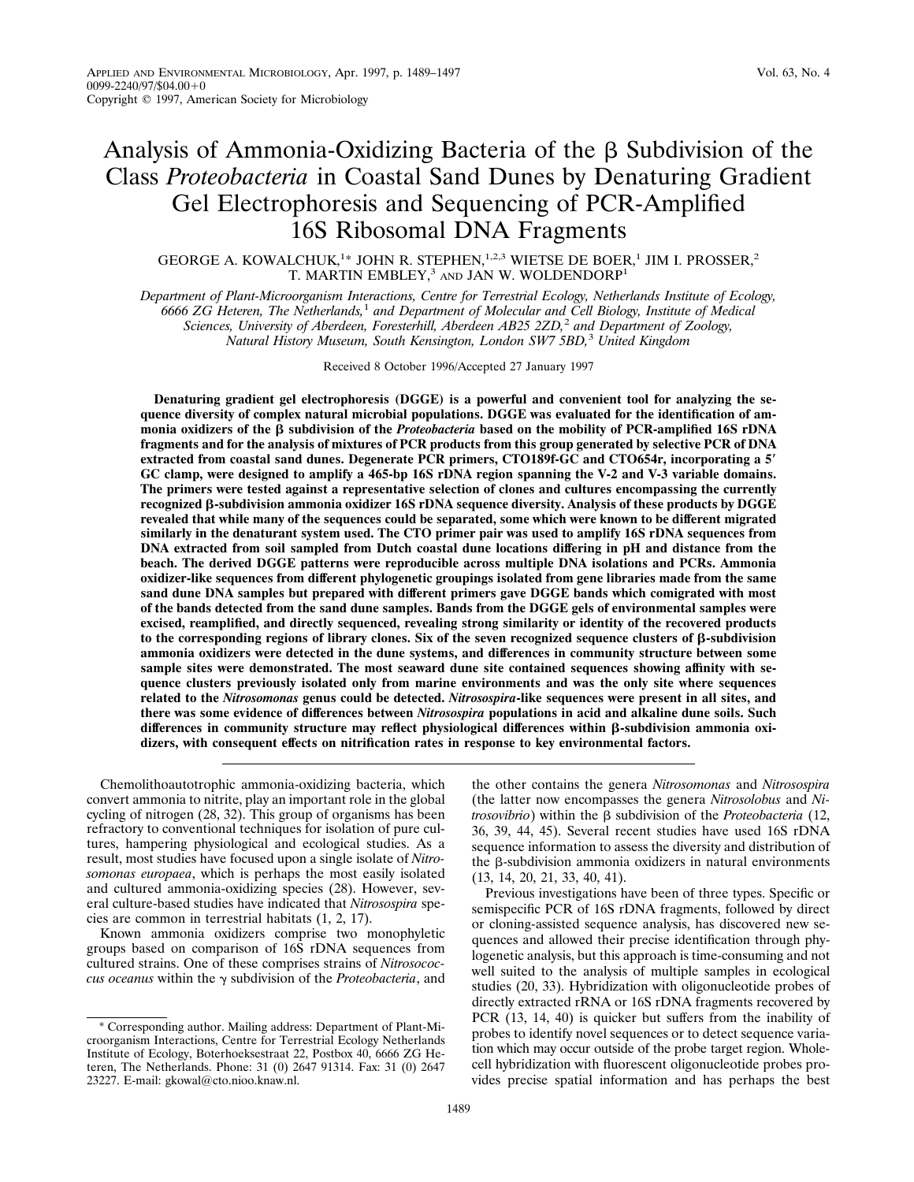# Analysis of Ammonia-Oxidizing Bacteria of the β Subdivision of the Class *Proteobacteria* in Coastal Sand Dunes by Denaturing Gradient Gel Electrophoresis and Sequencing of PCR-Amplified 16S Ribosomal DNA Fragments

GEORGE A. KOWALCHUK,[1]* JOHN R. STEPHEN,[1,2,3] WIETSE DE BOER,[1] JIM I. PROSSER,[2] T. MARTIN EMBLEY,[3] AND JAN W. WOLDENDORP[1]

*Department of Plant-Microorganism Interactions, Centre for Terrestrial Ecology, Netherlands Institute of Ecology, 6666 ZG Heteren, The Netherlands,[1] and Department of Molecular and Cell Biology, Institute of Medical Sciences, University of Aberdeen, Foresterhill, Aberdeen AB25 2ZD,[2] and Department of Zoology, Natural History Museum, South Kensington, London SW7 5BD,[3] United Kingdom*

Received 8 October 1996/Accepted 27 January 1997

**Denaturing gradient gel electrophoresis (DGGE) is a powerful and convenient tool for analyzing the sequence diversity of complex natural microbial populations. DGGE was evaluated for the identification of ammonia oxidizers of the β subdivision of the *Proteobacteria* based on the mobility of PCR-amplified 16S rDNA fragments and for the analysis of mixtures of PCR products from this group generated by selective PCR of DNA extracted from coastal sand dunes. Degenerate PCR primers, CTO189f-GC and CTO654r, incorporating a 5′ GC clamp, were designed to amplify a 465-bp 16S rDNA region spanning the V-2 and V-3 variable domains. The primers were tested against a representative selection of clones and cultures encompassing the currently recognized β-subdivision ammonia oxidizer 16S rDNA sequence diversity. Analysis of these products by DGGE revealed that while many of the sequences could be separated, some which were known to be different migrated similarly in the denaturant system used. The CTO primer pair was used to amplify 16S rDNA sequences from DNA extracted from soil sampled from Dutch coastal dune locations differing in pH and distance from the beach. The derived DGGE patterns were reproducible across multiple DNA isolations and PCRs. Ammonia oxidizer-like sequences from different phylogenetic groupings isolated from gene libraries made from the same sand dune DNA samples but prepared with different primers gave DGGE bands which comigrated with most of the bands detected from the sand dune samples. Bands from the DGGE gels of environmental samples were excised, reamplified, and directly sequenced, revealing strong similarity or identity of the recovered products to the corresponding regions of library clones. Six of the seven recognized sequence clusters of β-subdivision ammonia oxidizers were detected in the dune systems, and differences in community structure between some sample sites were demonstrated. The most seaward dune site contained sequences showing affinity with sequence clusters previously isolated only from marine environments and was the only site where sequences related to the *Nitrosomonas* genus could be detected. *Nitrosospira*-like sequences were present in all sites, and there was some evidence of differences between *Nitrosospira* populations in acid and alkaline dune soils. Such differences in community structure may reflect physiological differences within β-subdivision ammonia oxidizers, with consequent effects on nitrification rates in response to key environmental factors.**

Chemolithoautotrophic ammonia-oxidizing bacteria, which convert ammonia to nitrite, play an important role in the global cycling of nitrogen (28, 32). This group of organisms has been refractory to conventional techniques for isolation of pure cultures, hampering physiological and ecological studies. As a result, most studies have focused upon a single isolate of *Nitrosomonas europaea*, which is perhaps the most easily isolated and cultured ammonia-oxidizing species (28). However, several culture-based studies have indicated that *Nitrosospira* species are common in terrestrial habitats (1, 2, 17).

Known ammonia oxidizers comprise two monophyletic groups based on comparison of 16S rDNA sequences from cultured strains. One of these comprises strains of *Nitrosococcus oceanus* within the γ subdivision of the *Proteobacteria*, and the other contains the genera *Nitrosomonas* and *Nitrosospira* (the latter now encompasses the genera *Nitrosolobus* and *Nitrosovibrio*) within the β subdivision of the *Proteobacteria* (12, 36, 39, 44, 45). Several recent studies have used 16S rDNA sequence information to assess the diversity and distribution of the β-subdivision ammonia oxidizers in natural environments (13, 14, 20, 21, 33, 40, 41).

Previous investigations have been of three types. Specific or semispecific PCR of 16S rDNA fragments, followed by direct or cloning-assisted sequence analysis, has discovered new sequences and allowed their precise identification through phylogenetic analysis, but this approach is time-consuming and not well suited to the analysis of multiple samples in ecological studies (20, 33). Hybridization with oligonucleotide probes of directly extracted rRNA or 16S rDNA fragments recovered by PCR (13, 14, 40) is quicker but suffers from the inability of probes to identify novel sequences or to detect sequence variation which may occur outside of the probe target region. Whole-cell hybridization with fluorescent oligonucleotide probes provides precise spatial information and has perhaps the best

\* Corresponding author. Mailing address: Department of Plant-Microorganism Interactions, Centre for Terrestrial Ecology Netherlands Institute of Ecology, Boterhoeksestraat 22, Postbox 40, 6666 ZG Heteren, The Netherlands. Phone: 31 (0) 2647 91314. Fax: 31 (0) 2647 23227. E-mail: gkowal@cto.nioo.knaw.nl.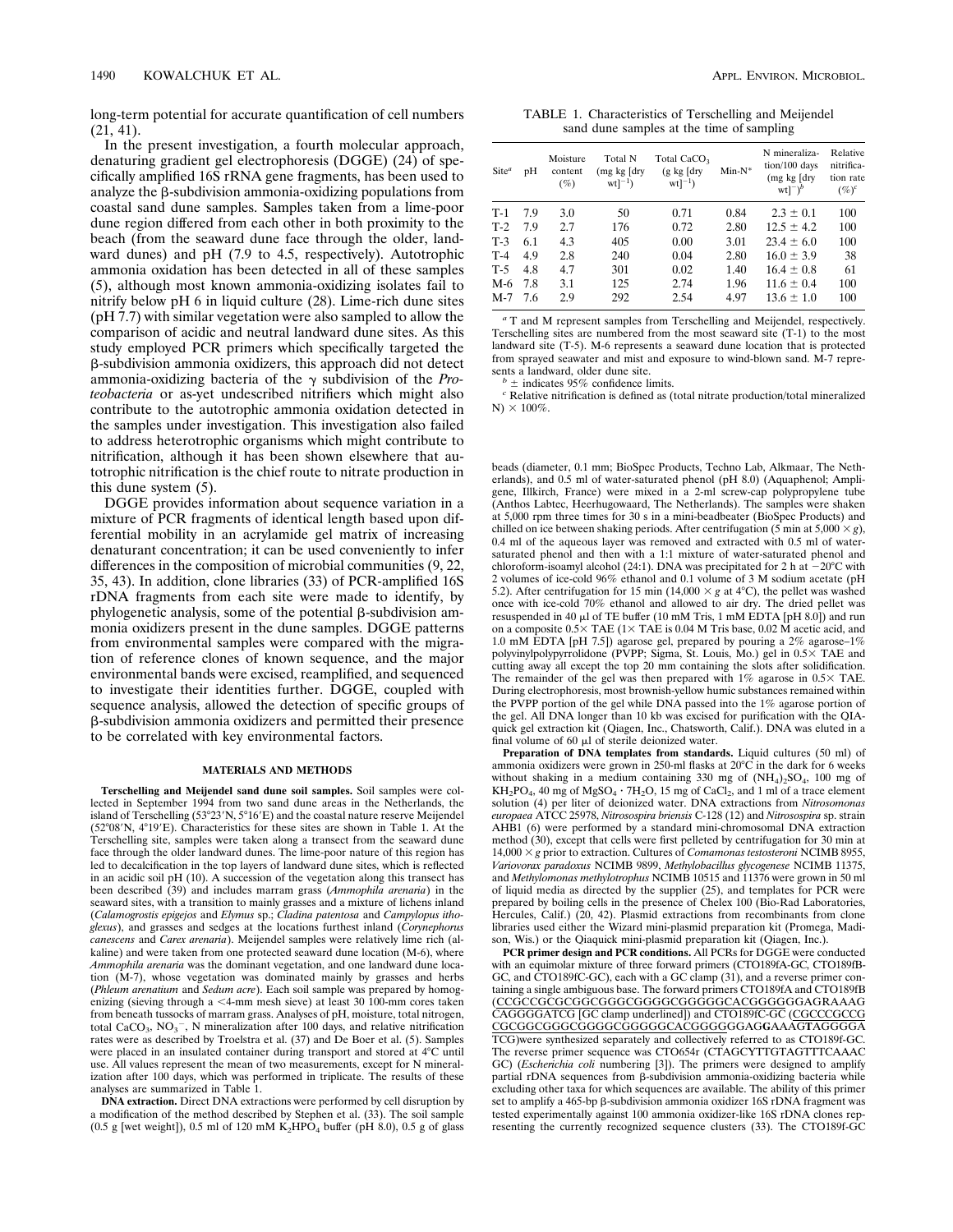long-term potential for accurate quantification of cell numbers (21, 41).

In the present investigation, a fourth molecular approach, denaturing gradient gel electrophoresis (DGGE) (24) of specifically amplified 16S rRNA gene fragments, has been used to analyze the β-subdivision ammonia-oxidizing populations from coastal sand dune samples. Samples taken from a lime-poor dune region differed from each other in both proximity to the beach (from the seaward dune face through the older, landward dunes) and pH (7.9 to 4.5, respectively). Autotrophic ammonia oxidation has been detected in all of these samples (5), although most known ammonia-oxidizing isolates fail to nitrify below pH 6 in liquid culture (28). Lime-rich dune sites (pH 7.7) with similar vegetation were also sampled to allow the comparison of acidic and neutral landward dune sites. As this study employed PCR primers which specifically targeted the β-subdivision ammonia oxidizers, this approach did not detect ammonia-oxidizing bacteria of the γ subdivision of the *Proteobacteria* or as-yet undescribed nitrifiers which might also contribute to the autotrophic ammonia oxidation detected in the samples under investigation. This investigation also failed to address heterotrophic organisms which might contribute to nitrification, although it has been shown elsewhere that autotrophic nitrification is the chief route to nitrate production in this dune system (5).

DGGE provides information about sequence variation in a mixture of PCR fragments of identical length based upon differential mobility in an acrylamide gel matrix of increasing denaturant concentration; it can be used conveniently to infer differences in the composition of microbial communities (9, 22, 35, 43). In addition, clone libraries (33) of PCR-amplified 16S rDNA fragments from each site were made to identify, by phylogenetic analysis, some of the potential β-subdivision ammonia oxidizers present in the dune samples. DGGE patterns from environmental samples were compared with the migration of reference clones of known sequence, and the major environmental bands were excised, reamplified, and sequenced to investigate their identities further. DGGE, coupled with sequence analysis, allowed the detection of specific groups of β-subdivision ammonia oxidizers and permitted their presence to be correlated with key environmental factors.

## MATERIALS AND METHODS

**Terschelling and Meijendel sand dune soil samples.** Soil samples were collected in September 1994 from two sand dune areas in the Netherlands, the island of Terschelling (53°23′N, 5°16′E) and the coastal nature reserve Meijendel (52°08′N, 4°19′E). Characteristics for these sites are shown in Table 1. At the Terschelling site, samples were taken along a transect from the seaward dune face through the older landward dunes. The lime-poor nature of this region has led to decalcification in the top layers of landward dune sites, which is reflected in an acidic soil pH (10). A succession of the vegetation along this transect has been described (39) and includes marram grass (*Ammophila arenaria*) in the seaward sites, with a transition to mainly grasses and a mixture of lichens inland (*Calamogrostis epigejos* and *Elymus* sp.; *Cladina patentosa* and *Campylopus ithoglexus*), and grasses and sedges at the locations furthest inland (*Corynephorus canescens* and *Carex arenaria*). Meijendel samples were relatively lime rich (alkaline) and were taken from one protected seaward dune location (M-6), where *Ammophila arenaria* was the dominant vegetation, and one landward dune location (M-7), whose vegetation was dominated mainly by grasses and herbs (*Phleum arenatium* and *Sedum acre*). Each soil sample was prepared by homogenizing (sieving through a <4-mm mesh sieve) at least 30 100-mm cores taken from beneath tussocks of marram grass. Analyses of pH, moisture, total nitrogen, total $CaCO_3$, $NO_3^-$, N mineralization after 100 days, and relative nitrification rates were as described by Troelstra et al. (37) and De Boer et al. (5). Samples were placed in an insulated container during transport and stored at 4°C until use. All values represent the mean of two measurements, except for N mineralization after 100 days, which was performed in triplicate. The results of these analyses are summarized in Table 1.

**DNA extraction.** Direct DNA extractions were performed by cell disruption by a modification of the method described by Stephen et al. (33). The soil sample (0.5 g [wet weight]), 0.5 ml of 120 mM $K_2HPO_4$ buffer (pH 8.0), 0.5 g of glass beads (diameter, 0.1 mm; BioSpec Products, Techno Lab, Alkmaar, The Netherlands), and 0.5 ml of water-saturated phenol (pH 8.0) (Aquaphenol; Appligene, Illkirch, France) were mixed in a 2-ml screw-cap polypropylene tube (Anthos Labtec, Heerhugowaard, The Netherlands). The samples were shaken at 5,000 rpm three times for 30 s in a mini-beadbeater (BioSpec Products) and chilled on ice between shaking periods. After centrifugation (5 min at 5,000 × *g*), 0.4 ml of the aqueous layer was removed and extracted with 0.5 ml of water-saturated phenol and then with a 1:1 mixture of water-saturated phenol and chloroform-isoamyl alcohol (24:1). DNA was precipitated for 2 h at −20°C with 2 volumes of ice-cold 96% ethanol and 0.1 volume of 3 M sodium acetate (pH 5.2). After centrifugation for 15 min (14,000 × *g* at 4°C), the pellet was washed once with ice-cold 70% ethanol and allowed to air dry. The dried pellet was resuspended in 40 μl of TE buffer (10 mM Tris, 1 mM EDTA [pH 8.0]) and run on a composite 0.5× TAE (1× TAE is 0.04 M Tris base, 0.02 M acetic acid, and 1.0 mM EDTA [pH 7.5]) agarose gel, prepared by pouring a 2% agarose–1% polyvinylpolypyrrolidone (PVPP; Sigma, St. Louis, Mo.) gel in 0.5× TAE and cutting away all except the top 20 mm containing the slots after solidification. The remainder of the gel was then prepared with 1% agarose in 0.5× TAE. During electrophoresis, most brownish-yellow humic substances remained within the PVPP portion of the gel while DNA passed into the 1% agarose portion of the gel. All DNA longer than 10 kb was excised for purification with the QIAquick gel extraction kit (Qiagen, Inc., Chatsworth, Calif.). DNA was eluted in a final volume of 60 μl of sterile deionized water.

**Preparation of DNA templates from standards.** Liquid cultures (50 ml) of ammonia oxidizers were grown in 250-ml flasks at 20°C in the dark for 6 weeks without shaking in a medium containing 330 mg of $(NH_4)_2SO_4$, 100 mg of $KH_2PO_4$, 40 mg of $MgSO_4 \cdot 7H_2O$, 15 mg of $CaCl_2$, and 1 ml of a trace element solution (4) per liter of deionized water. DNA extractions from *Nitrosomonas europaea* ATCC 25978, *Nitrosospira briensis* C-128 (12) and *Nitrosospira* sp. strain AHB1 (6) were performed by a standard mini-chromosomal DNA extraction method (30), except that cells were first pelleted by centrifugation for 30 min at 14,000 × *g* prior to extraction. Cultures of *Comamonas testosteroni* NCIMB 8955, *Variovorax paradoxus* NCIMB 9899, *Methylobacillus glycogenese* NCIMB 11375, and *Methylomonas methylotrophus* NCIMB 10515 and 11376 were grown in 50 ml of liquid media as directed by the supplier (25), and templates for PCR were prepared by boiling cells in the presence of Chelex 100 (Bio-Rad Laboratories, Hercules, Calif.) (20, 42). Plasmid extractions from recombinants from clone libraries used either the Wizard mini-plasmid preparation kit (Promega, Madison, Wis.) or the Qiaquick mini-plasmid preparation kit (Qiagen, Inc.).

**PCR primer design and PCR conditions.** All PCRs for DGGE were conducted with an equimolar mixture of three forward primers (CTO189fA-GC, CTO189fB-GC, and CTO189fC-GC), each with a GC clamp (31), and a reverse primer containing a single ambiguous base. The forward primers CTO189fA and CTO189fB (CCGCCGCGCGGCGGGCGGGGCGGGGGCACGGGGGGAGRAAAGCAGGGGATCG [GC clamp underlined]) and CTO189fC-GC (CGCCCGCCGCGCGGCGGGCGGGGCGGGGGCACGGGGGGAGGAAAGTAGGGGATCG)were synthesized separately and collectively referred to as CTO189f-GC. The reverse primer sequence was CTO654r (CTAGCYTTGTAGTTTCAAACGC) (*Escherichia coli* numbering [3]). The primers were designed to amplify partial rDNA sequences from β-subdivision ammonia-oxidizing bacteria while excluding other taxa for which sequences are available. The ability of this primer set to amplify a 465-bp β-subdivision ammonia oxidizer 16S rDNA fragment was tested experimentally against 100 ammonia oxidizer-like 16S rDNA clones representing the currently recognized sequence clusters (33). The CTO189f-GC

TABLE 1. Characteristics of Terschelling and Meijendel sand dune samples at the time of sampling

| Site[a] | pH | Moisture content (%) | Total N (mg kg [dry wt]$^{-1}$) | Total $CaCO_3$ (g kg [dry wt]$^{-1}$) | Min-N* | N mineralization/100 days (mg kg [dry wt]$^{-}$)[b] | Relative nitrification rate (%)[c] |
|---|---|---|---|---|---|---|---|
| T-1 | 7.9 | 3.0 | 50 | 0.71 | 0.84 | 2.3 ± 0.1 | 100 |
| T-2 | 7.9 | 2.7 | 176 | 0.72 | 2.80 | 12.5 ± 4.2 | 100 |
| T-3 | 6.1 | 4.3 | 405 | 0.00 | 3.01 | 23.4 ± 6.0 | 100 |
| T-4 | 4.9 | 2.8 | 240 | 0.04 | 2.80 | 16.0 ± 3.9 | 38 |
| T-5 | 4.8 | 4.7 | 301 | 0.02 | 1.40 | 16.4 ± 0.8 | 61 |
| M-6 | 7.8 | 3.1 | 125 | 2.74 | 1.96 | 11.6 ± 0.4 | 100 |
| M-7 | 7.6 | 2.9 | 292 | 2.54 | 4.97 | 13.6 ± 1.0 | 100 |

[a] T and M represent samples from Terschelling and Meijendel, respectively. Terschelling sites are numbered from the most seaward site (T-1) to the most landward site (T-5). M-6 represents a seaward dune location that is protected from sprayed seawater and mist and exposure to wind-blown sand. M-7 represents a landward, older dune site.

[b] ± indicates 95% confidence limits.

[c] Relative nitrification is defined as (total nitrate production/total mineralized N) × 100%.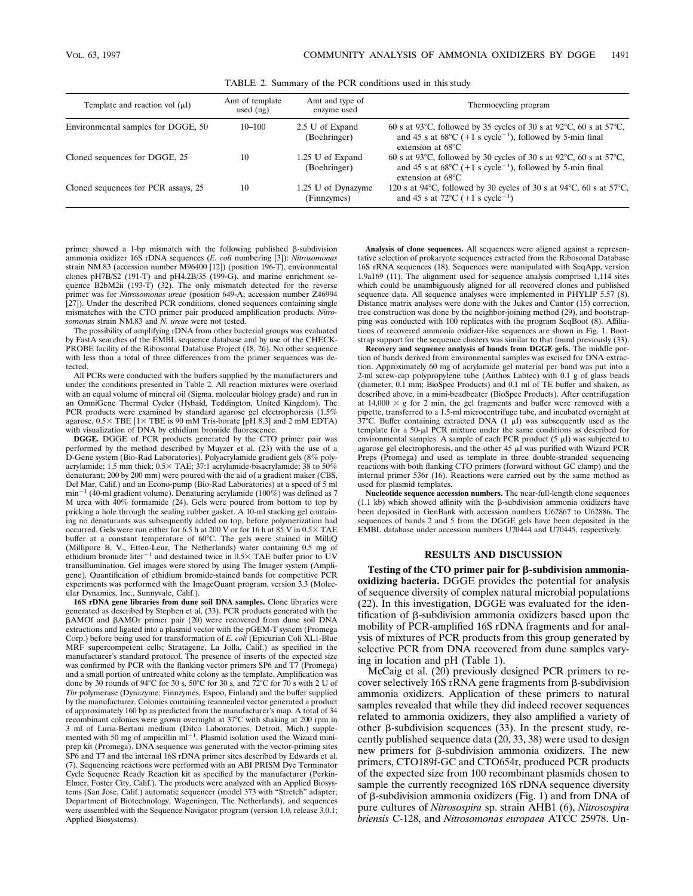TABLE 2. Summary of the PCR conditions used in this study

| Template and reaction vol (μl) | Amt of template used (ng) | Amt and type of enzyme used | Thermocycling program |
|---|---|---|---|
| Environmental samples for DGGE, 50 | 10–100 | 2.5 U of Expand (Boehringer) | 60 s at 93°C, followed by 35 cycles of 30 s at 92°C, 60 s at 57°C, and 45 s at 68°C (+1 s cycle$^{-1}$), followed by 5-min final extension at 68°C |
| Cloned sequences for DGGE, 25 | 10 | 1.25 U of Expand (Boehringer) | 60 s at 93°C, followed by 30 cycles of 30 s at 92°C, 60 s at 57°C, and 45 s at 68°C (+1 s cycle$^{-1}$), followed by 5-min final extension at 68°C |
| Cloned sequences for PCR assays, 25 | 10 | 1.25 U of Dynazyme (Finnzymes) | 120 s at 94°C, followed by 30 cycles of 30 s at 94°C, 60 s at 57°C, and 45 s at 72°C (+1 s cycle$^{-1}$) |

primer showed a 1-bp mismatch with the following published β-subdivision ammonia oxidizer 16S rDNA sequences (*E. coli* numbering [3]): *Nitrosomonas* strain NM.83 (accession number M96400 [12]) (position 196-T), environmental clones pH7B/S2 (191-T) and pH4.2B/35 (199-G), and marine enrichment sequence B2bM2ii (193-T) (32). The only mismatch detected for the reverse primer was for *Nitrosomonas ureae* (position 649-A; accession number Z46994 [27]). Under the described PCR conditions, cloned sequences containing single mismatches with the CTO primer pair produced amplification products. *Nitrosomonas* strain NM.83 and *N. ureae* were not tested.

The possibility of amplifying rDNA from other bacterial groups was evaluated by FastA searches of the EMBL sequence database and by use of the CHECK-PROBE facility of the Ribosomal Database Project (18, 26). No other sequence with less than a total of three differences from the primer sequences was detected.

All PCRs were conducted with the buffers supplied by the manufacturers and under the conditions presented in Table 2. All reaction mixtures were overlaid with an equal volume of mineral oil (Sigma, molecular biology grade) and run in an OmniGene Thermal Cycler (Hybaid, Teddington, United Kingdom). The PCR products were examined by standard agarose gel electrophoresis (1.5% agarose, 0.5× TBE [1× TBE is 90 mM Tris-borate [pH 8.3] and 2 mM EDTA) with visualization of DNA by ethidium bromide fluorescence.

**DGGE.** DGGE of PCR products generated by the CTO primer pair was performed by the method described by Muyzer et al. (23) with the use of a D-Gene system (Bio-Rad Laboratories). Polyacrylamide gradient gels (8% polyacrylamide; 1.5 mm thick; 0.5× TAE; 37:1 acrylamide-bisacrylamide; 38 to 50% denaturant; 200 by 200 mm) were poured with the aid of a gradient maker (CBS, Del Mar, Calif.) and an Econo-pump (Bio-Rad Laboratories) at a speed of 5 ml min$^{-1}$ (40-ml gradient volume). Denaturing acrylamide (100%) was defined as 7 M urea with 40% formamide (24). Gels were poured from bottom to top by pricking a hole through the sealing rubber gasket. A 10-ml stacking gel containing no denaturants was subsequently added on top, before polymerization had occurred. Gels were run either for 6.5 h at 200 V or for 16 h at 85 V in 0.5× TAE buffer at a constant temperature of 60°C. The gels were stained in MilliQ (Millipore B. V., Etten-Leur, The Netherlands) water containing 0.5 mg of ethidium bromide liter$^{-1}$ and destained twice in 0.5× TAE buffer prior to UV transillumination. Gel images were stored by using The Imager system (Appligene). Quantification of ethidium bromide-stained bands for competitive PCR experiments was performed with the ImageQuant program, version 3.3 (Molecular Dynamics, Inc., Sunnyvale, Calif.).

**16S rDNA gene libraries from dune soil DNA samples.** Clone libraries were generated as described by Stephen et al. (33). PCR products generated with the βAMOf and βAMOr primer pair (20) were recovered from dune soil DNA extractions and ligated into a plasmid vector with the pGEM-T system (Promega Corp.) before being used for transformation of *E. coli* (Epicurian Coli XL1-Blue MRF supercompetent cells; Stratagene, La Jolla, Calif.) as specified in the manufacturer's standard protocol. The presence of inserts of the expected size was confirmed by PCR with the flanking vector primers SP6 and T7 (Promega) and a small portion of untreated white colony as the template. Amplification was done by 30 rounds of 94°C for 30 s, 50°C for 30 s, and 72°C for 70 s with 2 U of *Tbr* polymerase (Dynazyme; Finnzymes, Espoo, Finland) and the buffer supplied by the manufacturer. Colonies containing reannealed vector generated a product of approximately 160 bp as predicted from the manufacturer's map. A total of 34 recombinant colonies were grown overnight at 37°C with shaking at 200 rpm in 3 ml of Luria-Bertani medium (Difco Laboratories, Detroit, Mich.) supplemented with 50 mg of ampicillin ml$^{-1}$. Plasmid isolation used the Wizard miniprep kit (Promega). DNA sequence was generated with the vector-priming sites SP6 and T7 and the internal 16S rDNA primer sites described by Edwards et al. (7). Sequencing reactions were performed with an ABI PRISM Dye Terminator Cycle Sequence Ready Reaction kit as specified by the manufacturer (Perkin-Elmer, Foster City, Calif.). The products were analyzed with an Applied Biosystems (San Jose, Calif.) automatic sequencer (model 373 with "Stretch" adapter; Department of Biotechnology, Wageningen, The Netherlands), and sequences were assembled with the Sequence Navigator program (version 1.0, release 3.0.1; Applied Biosystems).

**Analysis of clone sequences.** All sequences were aligned against a representative selection of prokaryote sequences extracted from the Ribosomal Database 16S rRNA sequences (18). Sequences were manipulated with SeqApp, version 1.9a169 (11). The alignment used for sequence analysis comprised 1,114 sites which could be unambiguously aligned for all recovered clones and published sequence data. All sequence analyses were implemented in PHYLIP 5.57 (8). Distance matrix analyses were done with the Jukes and Cantor (15) correction, tree construction was done by the neighbor-joining method (29), and bootstrapping was conducted with 100 replicates with the program SeqBoot (8). Affiliations of recovered ammonia oxidizer-like sequences are shown in Fig. 1. Bootstrap support for the sequence clusters was similar to that found previously (33).

**Recovery and sequence analysis of bands from DGGE gels.** The middle portion of bands derived from environmental samples was excised for DNA extraction. Approximately 60 mg of acrylamide gel material per band was put into a 2-ml screw-cap polypropylene tube (Anthos Labtec) with 0.1 g of glass beads (diameter, 0.1 mm; BioSpec Products) and 0.1 ml of TE buffer and shaken, as described above, in a mini-beadbeater (BioSpec Products). After centrifugation at 14,000 × *g* for 2 min, the gel fragments and buffer were removed with a pipette, transferred to a 1.5-ml microcentrifuge tube, and incubated overnight at 37°C. Buffer containing extracted DNA (1 μl) was subsequently used as the template for a 50-μl PCR mixture under the same conditions as described for environmental samples. A sample of each PCR product (5 μl) was subjected to agarose gel electrophoresis, and the other 45 μl was purified with Wizard PCR Preps (Promega) and used as template in three double-stranded sequencing reactions with both flanking CTO primers (forward without GC clamp) and the internal primer 536r (16). Reactions were carried out by the same method as used for plasmid templates.

**Nucleotide sequence accession numbers.** The near-full-length clone sequences (1.1 kb) which showed affinity with the β-subdivision ammonia oxidizers have been deposited in GenBank with accession numbers U62867 to U62886. The sequences of bands 2 and 5 from the DGGE gels have been deposited in the EMBL database under accession numbers U70444 and U70445, respectively.

## RESULTS AND DISCUSSION

**Testing of the CTO primer pair for β-subdivision ammonia-oxidizing bacteria.** DGGE provides the potential for analysis of sequence diversity of complex natural microbial populations (22). In this investigation, DGGE was evaluated for the identification of β-subdivision ammonia oxidizers based upon the mobility of PCR-amplified 16S rDNA fragments and for analysis of mixtures of PCR products from this group generated by selective PCR from DNA recovered from dune samples varying in location and pH (Table 1).

McCaig et al. (20) previously designed PCR primers to recover selectively 16S rRNA gene fragments from β-subdivision ammonia oxidizers. Application of these primers to natural samples revealed that while they did indeed recover sequences related to ammonia oxidizers, they also amplified a variety of other β-subdivision sequences (33). In the present study, recently published sequence data (20, 33, 38) were used to design new primers for β-subdivision ammonia oxidizers. The new primers, CTO189f-GC and CTO654r, produced PCR products of the expected size from 100 recombinant plasmids chosen to sample the currently recognized 16S rDNA sequence diversity of β-subdivision ammonia oxidizers (Fig. 1) and from DNA of pure cultures of *Nitrosospira* sp. strain AHB1 (6), *Nitrosospira briensis* C-128, and *Nitrosomonas europaea* ATCC 25978. Un-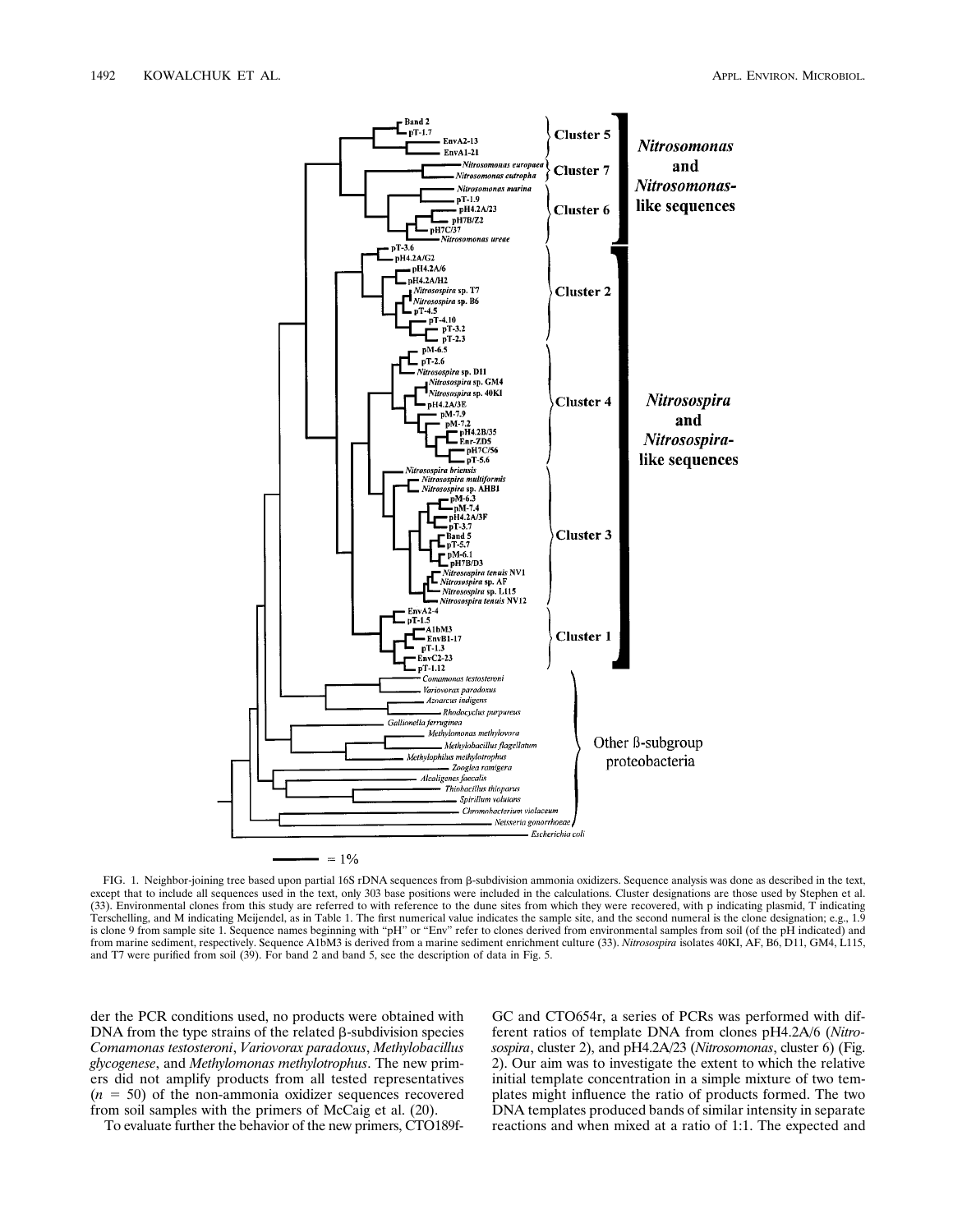FIG. 1. Neighbor-joining tree based upon partial 16S rDNA sequences from β-subdivision ammonia oxidizers. Sequence analysis was done as described in the text, except that to include all sequences used in the text, only 303 base positions were included in the calculations. Cluster designations are those used by Stephen et al. (33). Environmental clones from this study are referred to with reference to the dune sites from which they were recovered, with p indicating plasmid, T indicating Terschelling, and M indicating Meijendel, as in Table 1. The first numerical value indicates the sample site, and the second numeral is the clone designation; e.g., 1.9 is clone 9 from sample site 1. Sequence names beginning with "pH" or "Env" refer to clones derived from environmental samples from soil (of the pH indicated) and from marine sediment, respectively. Sequence A1bM3 is derived from a marine sediment enrichment culture (33). *Nitrosospira* isolates 40KI, AF, B6, D11, GM4, L115, and T7 were purified from soil (39). For band 2 and band 5, see the description of data in Fig. 5.

der the PCR conditions used, no products were obtained with DNA from the type strains of the related β-subdivision species *Comamonas testosteroni*, *Variovorax paradoxus*, *Methylobacillus glycogenese*, and *Methylomonas methylotrophus*. The new primers did not amplify products from all tested representatives ($n = 50$) of the non-ammonia oxidizer sequences recovered from soil samples with the primers of McCaig et al. (20).

To evaluate further the behavior of the new primers, CTO189f-GC and CTO654r, a series of PCRs was performed with different ratios of template DNA from clones pH4.2A/6 (*Nitrosospira*, cluster 2), and pH4.2A/23 (*Nitrosomonas*, cluster 6) (Fig. 2). Our aim was to investigate the extent to which the relative initial template concentration in a simple mixture of two templates might influence the ratio of products formed. The two DNA templates produced bands of similar intensity in separate reactions and when mixed at a ratio of 1:1. The expected and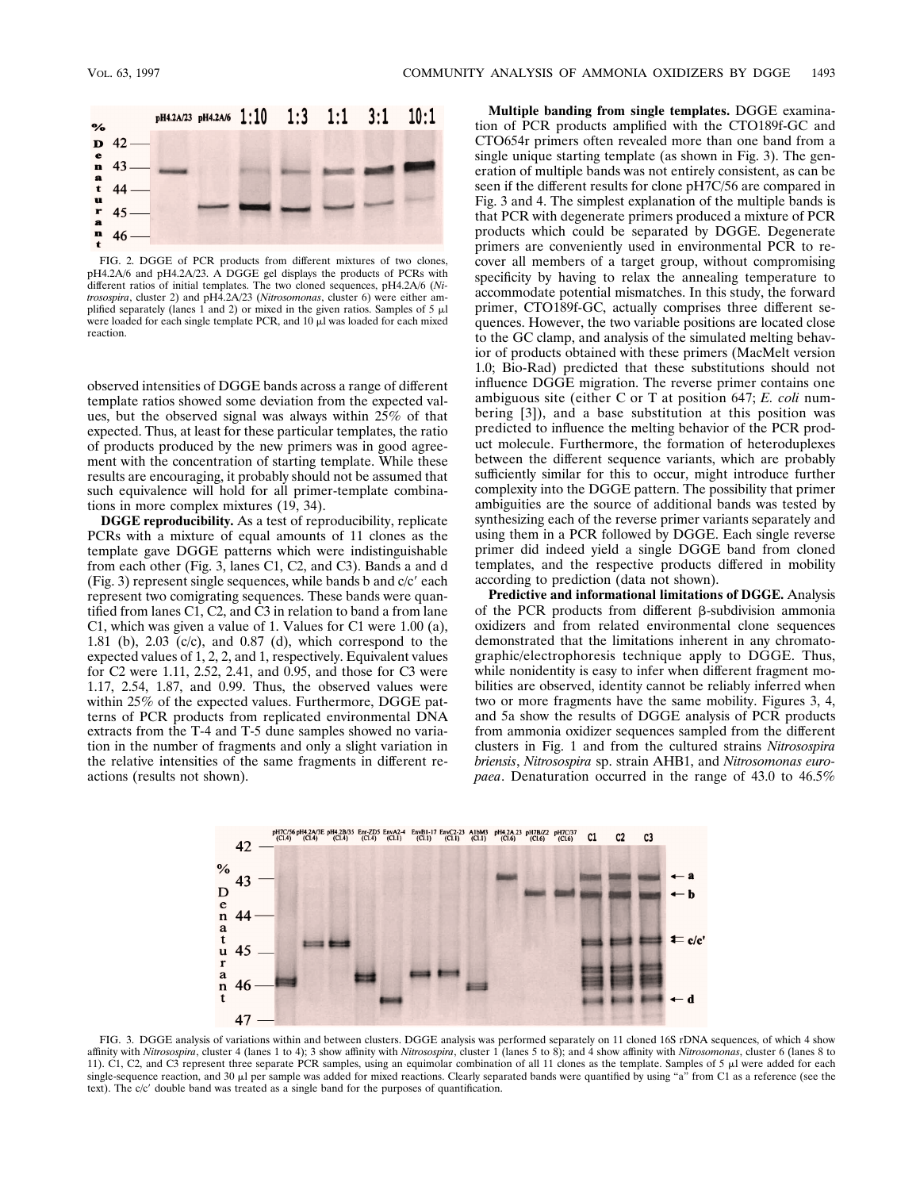FIG. 2. DGGE of PCR products from different mixtures of two clones, pH4.2A/6 and pH4.2A/23. A DGGE gel displays the products of PCRs with different ratios of initial templates. The two cloned sequences, pH4.2A/6 (*Nitrosospira*, cluster 2) and pH4.2A/23 (*Nitrosomonas*, cluster 6) were either amplified separately (lanes 1 and 2) or mixed in the given ratios. Samples of 5 μl were loaded for each single template PCR, and 10 μl was loaded for each mixed reaction.

observed intensities of DGGE bands across a range of different template ratios showed some deviation from the expected values, but the observed signal was always within 25% of that expected. Thus, at least for these particular templates, the ratio of products produced by the new primers was in good agreement with the concentration of starting template. While these results are encouraging, it probably should not be assumed that such equivalence will hold for all primer-template combinations in more complex mixtures (19, 34).

**DGGE reproducibility.** As a test of reproducibility, replicate PCRs with a mixture of equal amounts of 11 clones as the template gave DGGE patterns which were indistinguishable from each other (Fig. 3, lanes C1, C2, and C3). Bands a and d (Fig. 3) represent single sequences, while bands b and c/c′ each represent two comigrating sequences. These bands were quantified from lanes C1, C2, and C3 in relation to band a from lane C1, which was given a value of 1. Values for C1 were 1.00 (a), 1.81 (b), 2.03 (c/c), and 0.87 (d), which correspond to the expected values of 1, 2, 2, and 1, respectively. Equivalent values for C2 were 1.11, 2.52, 2.41, and 0.95, and those for C3 were 1.17, 2.54, 1.87, and 0.99. Thus, the observed values were within 25% of the expected values. Furthermore, DGGE patterns of PCR products from replicated environmental DNA extracts from the T-4 and T-5 dune samples showed no variation in the number of fragments and only a slight variation in the relative intensities of the same fragments in different reactions (results not shown).

**Multiple banding from single templates.** DGGE examination of PCR products amplified with the CTO189f-GC and CTO654r primers often revealed more than one band from a single unique starting template (as shown in Fig. 3). The generation of multiple bands was not entirely consistent, as can be seen if the different results for clone pH7C/56 are compared in Fig. 3 and 4. The simplest explanation of the multiple bands is that PCR with degenerate primers produced a mixture of PCR products which could be separated by DGGE. Degenerate primers are conveniently used in environmental PCR to recover all members of a target group, without compromising specificity by having to relax the annealing temperature to accommodate potential mismatches. In this study, the forward primer, CTO189f-GC, actually comprises three different sequences. However, the two variable positions are located close to the GC clamp, and analysis of the simulated melting behavior of products obtained with these primers (MacMelt version 1.0; Bio-Rad) predicted that these substitutions should not influence DGGE migration. The reverse primer contains one ambiguous site (either C or T at position 647; *E. coli* numbering [3]), and a base substitution at this position was predicted to influence the melting behavior of the PCR product molecule. Furthermore, the formation of heteroduplexes between the different sequence variants, which are probably sufficiently similar for this to occur, might introduce further complexity into the DGGE pattern. The possibility that primer ambiguities are the source of additional bands was tested by synthesizing each of the reverse primer variants separately and using them in a PCR followed by DGGE. Each single reverse primer did indeed yield a single DGGE band from cloned templates, and the respective products differed in mobility according to prediction (data not shown).

**Predictive and informational limitations of DGGE.** Analysis of the PCR products from different β-subdivision ammonia oxidizers and from related environmental clone sequences demonstrated that the limitations inherent in any chromatographic/electrophoresis technique apply to DGGE. Thus, while nonidentity is easy to infer when different fragment mobilities are observed, identity cannot be reliably inferred when two or more fragments have the same mobility. Figures 3, 4, and 5a show the results of DGGE analysis of PCR products from ammonia oxidizer sequences sampled from the different clusters in Fig. 1 and from the cultured strains *Nitrosospira briensis*, *Nitrosospira* sp. strain AHB1, and *Nitrosomonas europaea*. Denaturation occurred in the range of 43.0 to 46.5%

FIG. 3. DGGE analysis of variations within and between clusters. DGGE analysis was performed separately on 11 cloned 16S rDNA sequences, of which 4 show affinity with *Nitrosospira*, cluster 4 (lanes 1 to 4); 3 show affinity with *Nitrosospira*, cluster 1 (lanes 5 to 8); and 4 show affinity with *Nitrosomonas*, cluster 6 (lanes 8 to 11). C1, C2, and C3 represent three separate PCR samples, using an equimolar combination of all 11 clones as the template. Samples of 5 μl were added for each single-sequence reaction, and 30 μl per sample was added for mixed reactions. Clearly separated bands were quantified by using "a" from C1 as a reference (see the text). The c/c′ double band was treated as a single band for the purposes of quantification.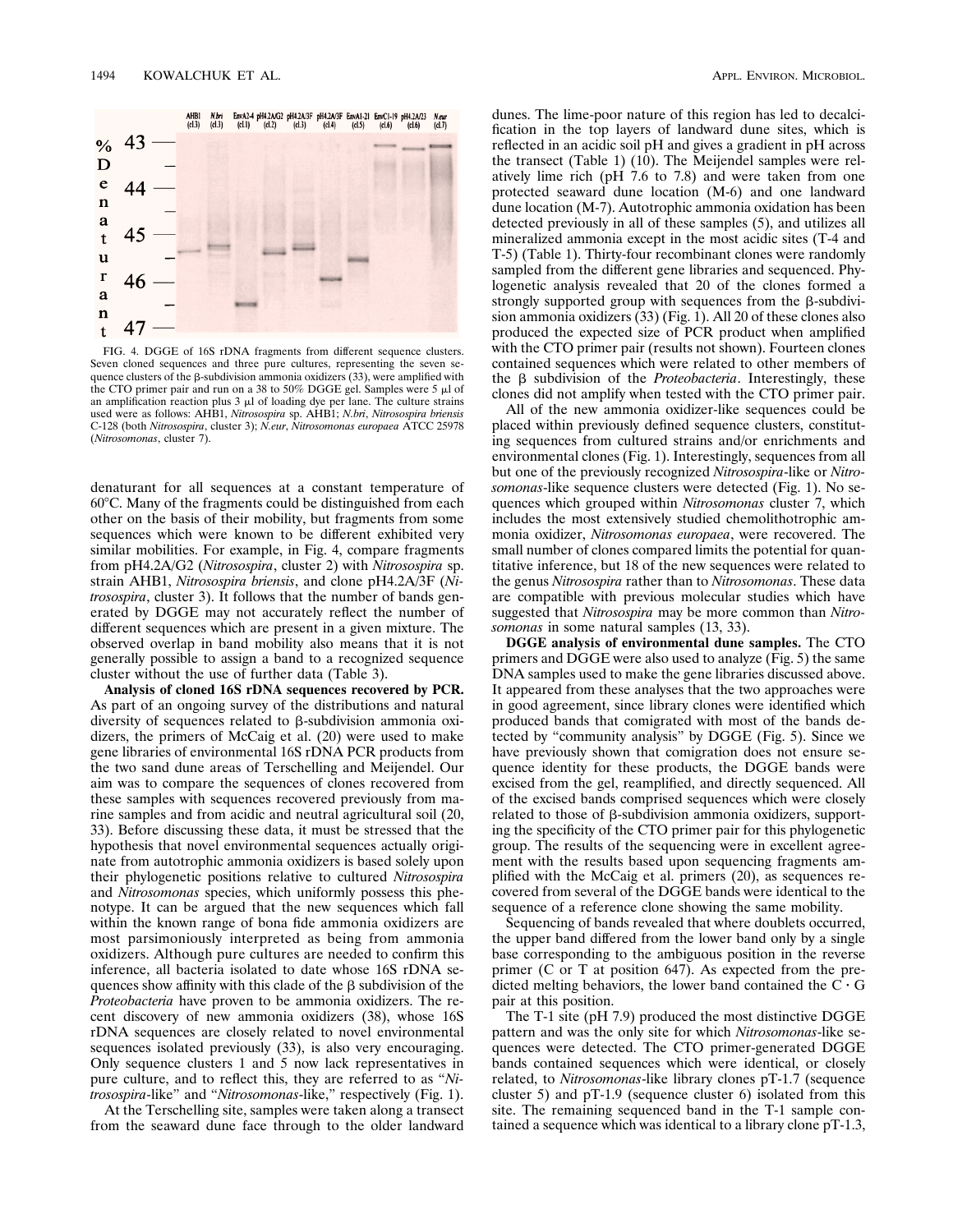FIG. 4. DGGE of 16S rDNA fragments from different sequence clusters. Seven cloned sequences and three pure cultures, representing the seven sequence clusters of the β-subdivision ammonia oxidizers (33), were amplified with the CTO primer pair and run on a 38 to 50% DGGE gel. Samples were 5 μl of an amplification reaction plus 3 μl of loading dye per lane. The culture strains used were as follows: AHB1, *Nitrosospira* sp. AHB1; *N.bri*, *Nitrosospira briensis* C-128 (both *Nitrosospira*, cluster 3); *N.eur*, *Nitrosomonas europaea* ATCC 25978 (*Nitrosomonas*, cluster 7).

denaturant for all sequences at a constant temperature of 60°C. Many of the fragments could be distinguished from each other on the basis of their mobility, but fragments from some sequences which were known to be different exhibited very similar mobilities. For example, in Fig. 4, compare fragments from pH4.2A/G2 (*Nitrosospira*, cluster 2) with *Nitrosospira* sp. strain AHB1, *Nitrosospira briensis*, and clone pH4.2A/3F (*Nitrosospira*, cluster 3). It follows that the number of bands generated by DGGE may not accurately reflect the number of different sequences which are present in a given mixture. The observed overlap in band mobility also means that it is not generally possible to assign a band to a recognized sequence cluster without the use of further data (Table 3).

**Analysis of cloned 16S rDNA sequences recovered by PCR.** As part of an ongoing survey of the distributions and natural diversity of sequences related to β-subdivision ammonia oxidizers, the primers of McCaig et al. (20) were used to make gene libraries of environmental 16S rDNA PCR products from the two sand dune areas of Terschelling and Meijendel. Our aim was to compare the sequences of clones recovered from these samples with sequences recovered previously from marine samples and from acidic and neutral agricultural soil (20, 33). Before discussing these data, it must be stressed that the hypothesis that novel environmental sequences actually originate from autotrophic ammonia oxidizers is based solely upon their phylogenetic positions relative to cultured *Nitrosospira* and *Nitrosomonas* species, which uniformly possess this phenotype. It can be argued that the new sequences which fall within the known range of bona fide ammonia oxidizers are most parsimoniously interpreted as being from ammonia oxidizers. Although pure cultures are needed to confirm this inference, all bacteria isolated to date whose 16S rDNA sequences show affinity with this clade of the β subdivision of the *Proteobacteria* have proven to be ammonia oxidizers. The recent discovery of new ammonia oxidizers (38), whose 16S rDNA sequences are closely related to novel environmental sequences isolated previously (33), is also very encouraging. Only sequence clusters 1 and 5 now lack representatives in pure culture, and to reflect this, they are referred to as "*Nitrosospira*-like" and "*Nitrosomonas*-like," respectively (Fig. 1).

At the Terschelling site, samples were taken along a transect from the seaward dune face through to the older landward dunes. The lime-poor nature of this region has led to decalcification in the top layers of landward dune sites, which is reflected in an acidic soil pH and gives a gradient in pH across the transect (Table 1) (10). The Meijendel samples were relatively lime rich (pH 7.6 to 7.8) and were taken from one protected seaward dune location (M-6) and one landward dune location (M-7). Autotrophic ammonia oxidation has been detected previously in all of these samples (5), and utilizes all mineralized ammonia except in the most acidic sites (T-4 and T-5) (Table 1). Thirty-four recombinant clones were randomly sampled from the different gene libraries and sequenced. Phylogenetic analysis revealed that 20 of the clones formed a strongly supported group with sequences from the β-subdivision ammonia oxidizers (33) (Fig. 1). All 20 of these clones also produced the expected size of PCR product when amplified with the CTO primer pair (results not shown). Fourteen clones contained sequences which were related to other members of the β subdivision of the *Proteobacteria*. Interestingly, these clones did not amplify when tested with the CTO primer pair.

All of the new ammonia oxidizer-like sequences could be placed within previously defined sequence clusters, constituting sequences from cultured strains and/or enrichments and environmental clones (Fig. 1). Interestingly, sequences from all but one of the previously recognized *Nitrosospira*-like or *Nitrosomonas*-like sequence clusters were detected (Fig. 1). No sequences which grouped within *Nitrosomonas* cluster 7, which includes the most extensively studied chemolithotrophic ammonia oxidizer, *Nitrosomonas europaea*, were recovered. The small number of clones compared limits the potential for quantitative inference, but 18 of the new sequences were related to the genus *Nitrosospira* rather than to *Nitrosomonas*. These data are compatible with previous molecular studies which have suggested that *Nitrosospira* may be more common than *Nitrosomonas* in some natural samples (13, 33).

**DGGE analysis of environmental dune samples.** The CTO primers and DGGE were also used to analyze (Fig. 5) the same DNA samples used to make the gene libraries discussed above. It appeared from these analyses that the two approaches were in good agreement, since library clones were identified which produced bands that comigrated with most of the bands detected by "community analysis" by DGGE (Fig. 5). Since we have previously shown that comigration does not ensure sequence identity for these products, the DGGE bands were excised from the gel, reamplified, and directly sequenced. All of the excised bands comprised sequences which were closely related to those of β-subdivision ammonia oxidizers, supporting the specificity of the CTO primer pair for this phylogenetic group. The results of the sequencing were in excellent agreement with the results based upon sequencing fragments amplified with the McCaig et al. primers (20), as sequences recovered from several of the DGGE bands were identical to the sequence of a reference clone showing the same mobility.

Sequencing of bands revealed that where doublets occurred, the upper band differed from the lower band only by a single base corresponding to the ambiguous position in the reverse primer (C or T at position 647). As expected from the predicted melting behaviors, the lower band contained the C · G pair at this position.

The T-1 site (pH 7.9) produced the most distinctive DGGE pattern and was the only site for which *Nitrosomonas*-like sequences were detected. The CTO primer-generated DGGE bands contained sequences which were identical, or closely related, to *Nitrosomonas*-like library clones pT-1.7 (sequence cluster 5) and pT-1.9 (sequence cluster 6) isolated from this site. The remaining sequenced band in the T-1 sample contained a sequence which was identical to a library clone pT-1.3,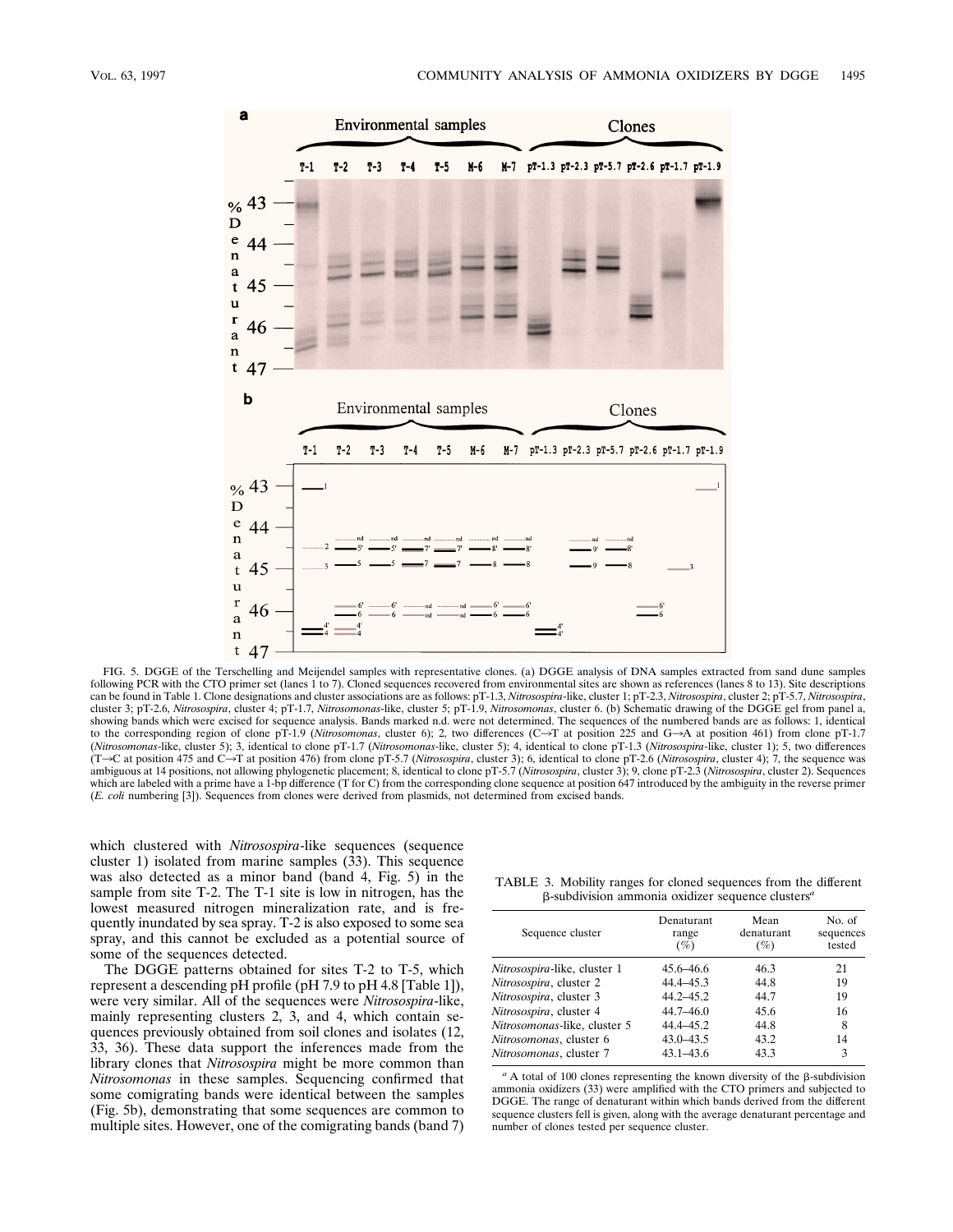FIG. 5. DGGE of the Terschelling and Meijendel samples with representative clones. (a) DGGE analysis of DNA samples extracted from sand dune samples following PCR with the CTO primer set (lanes 1 to 7). Cloned sequences recovered from environmental sites are shown as references (lanes 8 to 13). Site descriptions can be found in Table 1. Clone designations and cluster associations are as follows: pT-1.3, *Nitrosospira*-like, cluster 1; pT-2.3, *Nitrosospira*, cluster 2; pT-5.7, *Nitrosospira*, cluster 3; pT-2.6, *Nitrosospira*, cluster 4; pT-1.7, *Nitrosomonas*-like, cluster 5; pT-1.9, *Nitrosomonas*, cluster 6. (b) Schematic drawing of the DGGE gel from panel a, showing bands which were excised for sequence analysis. Bands marked n.d. were not determined. The sequences of the numbered bands are as follows: 1, identical to the corresponding region of clone pT-1.9 (*Nitrosomonas*, cluster 6); 2, two differences (C→T at position 225 and G→A at position 461) from clone pT-1.7 (*Nitrosomonas*-like, cluster 5); 3, identical to clone pT-1.7 (*Nitrosomonas*-like, cluster 5); 4, identical to clone pT-1.3 (*Nitrosospira*-like, cluster 1); 5, two differences (T→C at position 475 and C→T at position 476) from clone pT-5.7 (*Nitrosospira*, cluster 3); 6, identical to clone pT-2.6 (*Nitrosospira*, cluster 4); 7, the sequence was ambiguous at 14 positions, not allowing phylogenetic placement; 8, identical to clone pT-5.7 (*Nitrosospira*, cluster 3); 9, clone pT-2.3 (*Nitrosospira*, cluster 2). Sequences which are labeled with a prime have a 1-bp difference (T for C) from the corresponding clone sequence at position 647 introduced by the ambiguity in the reverse primer (*E. coli* numbering [3]). Sequences from clones were derived from plasmids, not determined from excised bands.

which clustered with *Nitrosospira*-like sequences (sequence cluster 1) isolated from marine samples (33). This sequence was also detected as a minor band (band 4, Fig. 5) in the sample from site T-2. The T-1 site is low in nitrogen, has the lowest measured nitrogen mineralization rate, and is frequently inundated by sea spray. T-2 is also exposed to some sea spray, and this cannot be excluded as a potential source of some of the sequences detected.

The DGGE patterns obtained for sites T-2 to T-5, which represent a descending pH profile (pH 7.9 to pH 4.8 [Table 1]), were very similar. All of the sequences were *Nitrosospira*-like, mainly representing clusters 2, 3, and 4, which contain sequences previously obtained from soil clones and isolates (12, 33, 36). These data support the inferences made from the library clones that *Nitrosospira* might be more common than *Nitrosomonas* in these samples. Sequencing confirmed that some comigrating bands were identical between the samples (Fig. 5b), demonstrating that some sequences are common to multiple sites. However, one of the comigrating bands (band 7)

TABLE 3. Mobility ranges for cloned sequences from the different β-subdivision ammonia oxidizer sequence clusters[a]

| Sequence cluster | Denaturant range (%) | Mean denaturant (%) | No. of sequences tested |
|---|---|---|---|
| *Nitrosospira*-like, cluster 1 | 45.6–46.6 | 46.3 | 21 |
| *Nitrosospira*, cluster 2 | 44.4–45.3 | 44.8 | 19 |
| *Nitrosospira*, cluster 3 | 44.2–45.2 | 44.7 | 19 |
| *Nitrosospira*, cluster 4 | 44.7–46.0 | 45.6 | 16 |
| *Nitrosomonas*-like, cluster 5 | 44.4–45.2 | 44.8 | 8 |
| *Nitrosomonas*, cluster 6 | 43.0–43.5 | 43.2 | 14 |
| *Nitrosomonas*, cluster 7 | 43.1–43.6 | 43.3 | 3 |

[a] A total of 100 clones representing the known diversity of the β-subdivision ammonia oxidizers (33) were amplified with the CTO primers and subjected to DGGE. The range of denaturant within which bands derived from the different sequence clusters fell is given, along with the average denaturant percentage and number of clones tested per sequence cluster.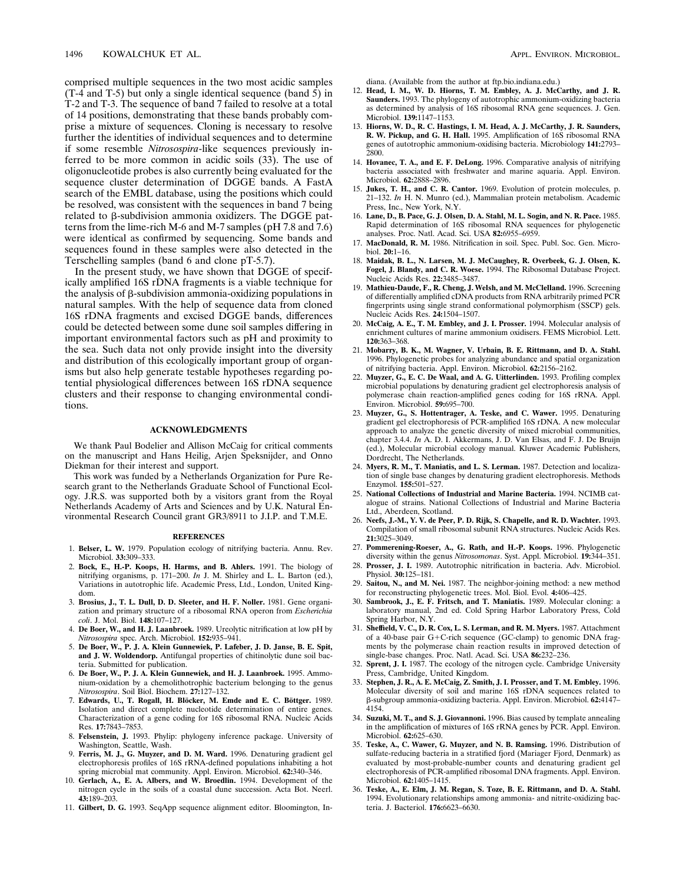comprised multiple sequences in the two most acidic samples (T-4 and T-5) but only a single identical sequence (band 5) in T-2 and T-3. The sequence of band 7 failed to resolve at a total of 14 positions, demonstrating that these bands probably comprise a mixture of sequences. Cloning is necessary to resolve further the identities of individual sequences and to determine if some resemble *Nitrosospira*-like sequences previously inferred to be more common in acidic soils (33). The use of oligonucleotide probes is also currently being evaluated for the sequence cluster determination of DGGE bands. A FastA search of the EMBL database, using the positions which could be resolved, was consistent with the sequences in band 7 being related to β-subdivision ammonia oxidizers. The DGGE patterns from the lime-rich M-6 and M-7 samples (pH 7.8 and 7.6) were identical as confirmed by sequencing. Some bands and sequences found in these samples were also detected in the Terschelling samples (band 6 and clone pT-5.7).

In the present study, we have shown that DGGE of specifically amplified 16S rDNA fragments is a viable technique for the analysis of β-subdivision ammonia-oxidizing populations in natural samples. With the help of sequence data from cloned 16S rDNA fragments and excised DGGE bands, differences could be detected between some dune soil samples differing in important environmental factors such as pH and proximity to the sea. Such data not only provide insight into the diversity and distribution of this ecologically important group of organisms but also help generate testable hypotheses regarding potential physiological differences between 16S rDNA sequence clusters and their response to changing environmental conditions.

## ACKNOWLEDGMENTS

We thank Paul Bodelier and Allison McCaig for critical comments on the manuscript and Hans Heilig, Arjen Speksnijder, and Onno Diekman for their interest and support.

This work was funded by a Netherlands Organization for Pure Research grant to the Netherlands Graduate School of Functional Ecology. J.R.S. was supported both by a visitors grant from the Royal Netherlands Academy of Arts and Sciences and by U.K. Natural Environmental Research Council grant GR3/8911 to J.I.P. and T.M.E.

## REFERENCES

1. **Belser, L. W.** 1979. Population ecology of nitrifying bacteria. Annu. Rev. Microbiol. **33:**309–333.
2. **Bock, E., H.-P. Koops, H. Harms, and B. Ahlers.** 1991. The biology of nitrifying organisms, p. 171–200. *In* J. M. Shirley and L. L. Barton (ed.), Variations in autotrophic life. Academic Press, Ltd., London, United Kingdom.
3. **Brosius, J., T. L. Dull, D. D. Sleeter, and H. F. Noller.** 1981. Gene organization and primary structure of a ribosomal RNA operon from *Escherichia coli*. J. Mol. Biol. **148:**107–127.
4. **De Boer, W., and H. J. Laanbroek.** 1989. Ureolytic nitrification at low pH by *Nitrosospira* spec. Arch. Microbiol. **152:**935–941.
5. **De Boer, W., P. J. A. Klein Gunnewiek, P. Lafeber, J. D. Janse, B. E. Spit, and J. W. Woldendorp.** Antifungal properties of chitinolytic dune soil bacteria. Submitted for publication.
6. **De Boer, W., P. J. A. Klein Gunnewiek, and H. J. Laanbroek.** 1995. Ammonium-oxidation by a chemolithotrophic bacterium belonging to the genus *Nitrosospira*. Soil Biol. Biochem. **27:**127–132.
7. **Edwards, U., T. Rogall, H. Blöcker, M. Emde and E. C. Böttger.** 1989. Isolation and direct complete nucleotide determination of entire genes. Characterization of a gene coding for 16S ribosomal RNA. Nucleic Acids Res. **17:**7843–7853.
8. **Felsenstein, J.** 1993. Phylip: phylogeny inference package. University of Washington, Seattle, Wash.
9. **Ferris, M. J., G. Muyzer, and D. M. Ward.** 1996. Denaturing gradient gel electrophoresis profiles of 16S rRNA-defined populations inhabiting a hot spring microbial mat community. Appl. Environ. Microbiol. **62:**340–346.
10. **Gerlach, A., E. A. Albers, and W. Broedlin.** 1994. Development of the nitrogen cycle in the soils of a coastal dune succession. Acta Bot. Neerl. **43:**189–203.
11. **Gilbert, D. G.** 1993. SeqApp sequence alignment editor. Bloomington, Indiana. (Available from the author at ftp.bio.indiana.edu.)
12. **Head, I. M., W. D. Hiorns, T. M. Embley, A. J. McCarthy, and J. R. Saunders.** 1993. The phylogeny of autotrophic ammonium-oxidizing bacteria as determined by analysis of 16S ribosomal RNA gene sequences. J. Gen. Microbiol. **139:**1147–1153.
13. **Hiorns, W. D., R. C. Hastings, I. M. Head, A. J. McCarthy, J. R. Saunders, R. W. Pickup, and G. H. Hall.** 1995. Amplification of 16S ribosomal RNA genes of autotrophic ammonium-oxidising bacteria. Microbiology **141:**2793–2800.
14. **Hovanec, T. A., and E. F. DeLong.** 1996. Comparative analysis of nitrifying bacteria associated with freshwater and marine aquaria. Appl. Environ. Microbiol. **62:**2888–2896.
15. **Jukes, T. H., and C. R. Cantor.** 1969. Evolution of protein molecules, p. 21–132. *In* H. N. Munro (ed.), Mammalian protein metabolism. Academic Press, Inc., New York, N.Y.
16. **Lane, D., B. Pace, G. J. Olsen, D. A. Stahl, M. L. Sogin, and N. R. Pace.** 1985. Rapid determination of 16S ribosomal RNA sequences for phylogenetic analyses. Proc. Natl. Acad. Sci. USA **82:**6955–6959.
17. **MacDonald, R. M.** 1986. Nitrification in soil. Spec. Publ. Soc. Gen. Microbiol. **20:**1–16.
18. **Maidak, B. L., N. Larsen, M. J. McCaughey, R. Overbeek, G. J. Olsen, K. Fogel, J. Blandy, and C. R. Woese.** 1994. The Ribosomal Database Project. Nucleic Acids Res. **22:**3485–3487.
19. **Mathieu-Daude, F., R. Cheng, J. Welsh, and M. McClelland.** 1996. Screening of differentially amplified cDNA products from RNA arbitrarily primed PCR fingerprints using single strand conformational polymorphism (SSCP) gels. Nucleic Acids Res. **24:**1504–1507.
20. **McCaig, A. E., T. M. Embley, and J. I. Prosser.** 1994. Molecular analysis of enrichment cultures of marine ammonium oxidisers. FEMS Microbiol. Lett. **120:**363–368.
21. **Mobarry, B. K., M. Wagner, V. Urbain, B. E. Rittmann, and D. A. Stahl.** 1996. Phylogenetic probes for analyzing abundance and spatial organization of nitrifying bacteria. Appl. Environ. Microbiol. **62:**2156–2162.
22. **Muyzer, G., E. C. De Waal, and A. G. Uitterlinden.** 1993. Profiling complex microbial populations by denaturing gradient gel electrophoresis analysis of polymerase chain reaction-amplified genes coding for 16S rRNA. Appl. Environ. Microbiol. **59:**695–700.
23. **Muyzer, G., S. Hottentrager, A. Teske, and C. Wawer.** 1995. Denaturing gradient gel electrophoresis of PCR-amplified 16S rDNA. A new molecular approach to analyze the genetic diversity of mixed microbial communities, chapter 3.4.4. *In* A. D. I. Akkermans, J. D. Van Elsas, and F. J. De Bruijn (ed.), Molecular microbial ecology manual. Kluwer Academic Publishers, Dordrecht, The Netherlands.
24. **Myers, R. M., T. Maniatis, and L. S. Lerman.** 1987. Detection and localization of single base changes by denaturing gradient electrophoresis. Methods Enzymol. **155:**501–527.
25. **National Collections of Industrial and Marine Bacteria.** 1994. NCIMB catalogue of strains. National Collections of Industrial and Marine Bacteria Ltd., Aberdeen, Scotland.
26. **Neefs, J.-M., Y. V. de Peer, P. D. Rijk, S. Chapelle, and R. D. Wachter.** 1993. Compilation of small ribosomal subunit RNA structures. Nucleic Acids Res. **21:**3025–3049.
27. **Pommerening-Roeser, A., G. Rath, and H.-P. Koops.** 1996. Phylogenetic diversity within the genus *Nitrosomonas*. Syst. Appl. Microbiol. **19:**344–351.
28. **Prosser, J. I.** 1989. Autotrophic nitrification in bacteria. Adv. Microbiol. Physiol. **30:**125–181.
29. **Saitou, N., and M. Nei.** 1987. The neighbor-joining method: a new method for reconstructing phylogenetic trees. Mol. Biol. Evol. **4:**406–425.
30. **Sambrook, J., E. F. Fritsch, and T. Maniatis.** 1989. Molecular cloning: a laboratory manual, 2nd ed. Cold Spring Harbor Laboratory Press, Cold Spring Harbor, N.Y.
31. **Sheffield, V. C., D. R. Cox, L. S. Lerman, and R. M. Myers.** 1987. Attachment of a 40-base pair G+C-rich sequence (GC-clamp) to genomic DNA fragments by the polymerase chain reaction results in improved detection of single-base changes. Proc. Natl. Acad. Sci. USA **86:**232–236.
32. **Sprent, J. I.** 1987. The ecology of the nitrogen cycle. Cambridge University Press, Cambridge, United Kingdom.
33. **Stephen, J. R., A. E. McCaig, Z. Smith, J. I. Prosser, and T. M. Embley.** 1996. Molecular diversity of soil and marine 16S rDNA sequences related to β-subgroup ammonia-oxidizing bacteria. Appl. Environ. Microbiol. **62:**4147–4154.
34. **Suzuki, M. T., and S. J. Giovannoni.** 1996. Bias caused by template annealing in the amplification of mixtures of 16S rRNA genes by PCR. Appl. Environ. Microbiol. **62:**625–630.
35. **Teske, A., C. Wawer, G. Muyzer, and N. B. Ramsing.** 1996. Distribution of sulfate-reducing bacteria in a stratified fjord (Mariager Fjord, Denmark) as evaluated by most-probable-number counts and denaturing gradient gel electrophoresis of PCR-amplified ribosomal DNA fragments. Appl. Environ. Microbiol. **62:**1405–1415.
36. **Teske, A., E. Elm, J. M. Regan, S. Toze, B. E. Rittmann, and D. A. Stahl.** 1994. Evolutionary relationships among ammonia- and nitrite-oxidizing bacteria. J. Bacteriol. **176:**6623–6630.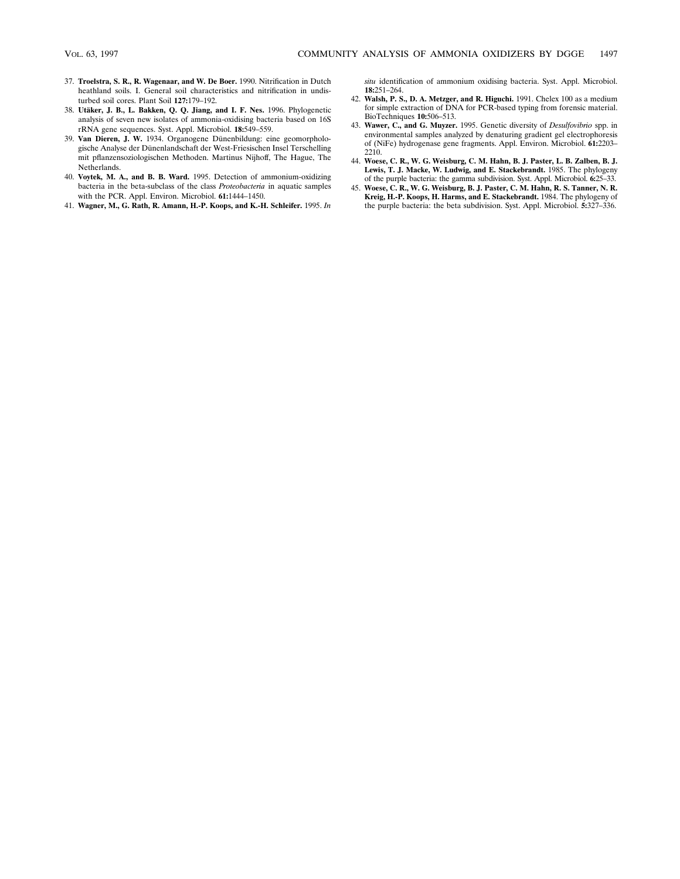37. **Troelstra, S. R., R. Wagenaar, and W. De Boer.** 1990. Nitrification in Dutch heathland soils. I. General soil characteristics and nitrification in undisturbed soil cores. Plant Soil **127:**179–192.
38. **Utåker, J. B., L. Bakken, Q. Q. Jiang, and I. F. Nes.** 1996. Phylogenetic analysis of seven new isolates of ammonia-oxidising bacteria based on 16S rRNA gene sequences. Syst. Appl. Microbiol. **18:**549–559.
39. **Van Dieren, J. W.** 1934. Organogene Dünenbildung: eine geomorphologische Analyse der Dünenlandschaft der West-Friesischen Insel Terschelling mit pflanzensoziologischen Methoden. Martinus Nijhoff, The Hague, The Netherlands.
40. **Voytek, M. A., and B. B. Ward.** 1995. Detection of ammonium-oxidizing bacteria in the beta-subclass of the class *Proteobacteria* in aquatic samples with the PCR. Appl. Environ. Microbiol. **61:**1444–1450.
41. **Wagner, M., G. Rath, R. Amann, H.-P. Koops, and K.-H. Schleifer.** 1995. *In situ* identification of ammonium oxidising bacteria. Syst. Appl. Microbiol. **18:**251–264.
42. **Walsh, P. S., D. A. Metzger, and R. Higuchi.** 1991. Chelex 100 as a medium for simple extraction of DNA for PCR-based typing from forensic material. BioTechniques **10:**506–513.
43. **Wawer, C., and G. Muyzer.** 1995. Genetic diversity of *Desulfovibrio* spp. in environmental samples analyzed by denaturing gradient gel electrophoresis of (NiFe) hydrogenase gene fragments. Appl. Environ. Microbiol. **61:**2203–2210.
44. **Woese, C. R., W. G. Weisburg, C. M. Hahn, B. J. Paster, L. B. Zalben, B. J. Lewis, T. J. Macke, W. Ludwig, and E. Stackebrandt.** 1985. The phylogeny of the purple bacteria: the gamma subdivision. Syst. Appl. Microbiol. **6:**25–33.
45. **Woese, C. R., W. G. Weisburg, B. J. Paster, C. M. Hahn, R. S. Tanner, N. R. Kreig, H.-P. Koops, H. Harms, and E. Stackebrandt.** 1984. The phylogeny of the purple bacteria: the beta subdivision. Syst. Appl. Microbiol. **5:**327–336.